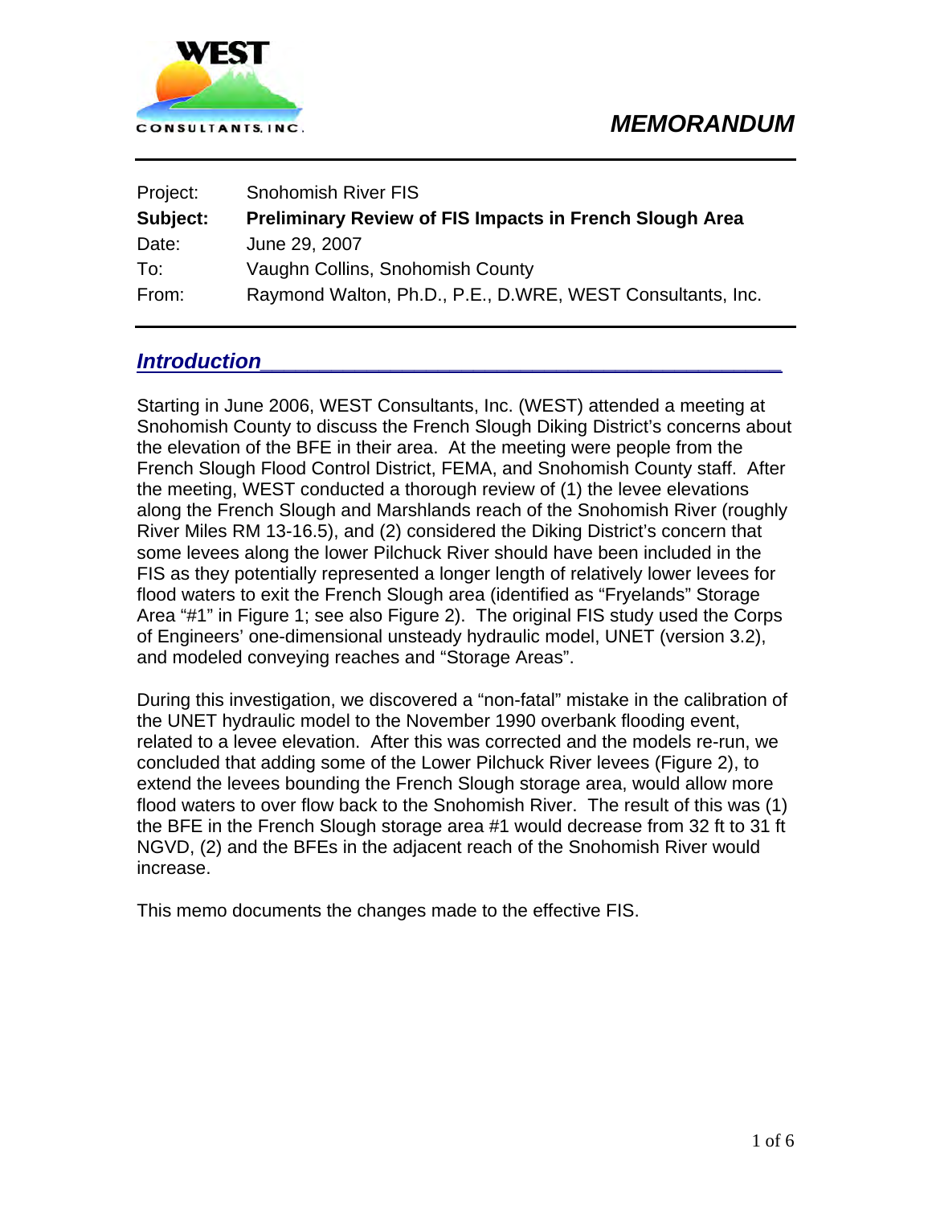# MEMORANDUM

| | |
|---|---|
| Project: | Snohomish River FIS |
| **Subject:** | **Preliminary Review of FIS Impacts in French Slough Area** |
| Date: | June 29, 2007 |
| To: | Vaughn Collins, Snohomish County |
| From: | Raymond Walton, Ph.D., P.E., D.WRE, WEST Consultants, Inc. |

## *Introduction*

Starting in June 2006, WEST Consultants, Inc. (WEST) attended a meeting at Snohomish County to discuss the French Slough Diking District's concerns about the elevation of the BFE in their area. At the meeting were people from the French Slough Flood Control District, FEMA, and Snohomish County staff. After the meeting, WEST conducted a thorough review of (1) the levee elevations along the French Slough and Marshlands reach of the Snohomish River (roughly River Miles RM 13-16.5), and (2) considered the Diking District's concern that some levees along the lower Pilchuck River should have been included in the FIS as they potentially represented a longer length of relatively lower levees for flood waters to exit the French Slough area (identified as "Fryelands" Storage Area "#1" in Figure 1; see also Figure 2). The original FIS study used the Corps of Engineers' one-dimensional unsteady hydraulic model, UNET (version 3.2), and modeled conveying reaches and "Storage Areas".

During this investigation, we discovered a "non-fatal" mistake in the calibration of the UNET hydraulic model to the November 1990 overbank flooding event, related to a levee elevation. After this was corrected and the models re-run, we concluded that adding some of the Lower Pilchuck River levees (Figure 2), to extend the levees bounding the French Slough storage area, would allow more flood waters to over flow back to the Snohomish River. The result of this was (1) the BFE in the French Slough storage area #1 would decrease from 32 ft to 31 ft NGVD, (2) and the BFEs in the adjacent reach of the Snohomish River would increase.

This memo documents the changes made to the effective FIS.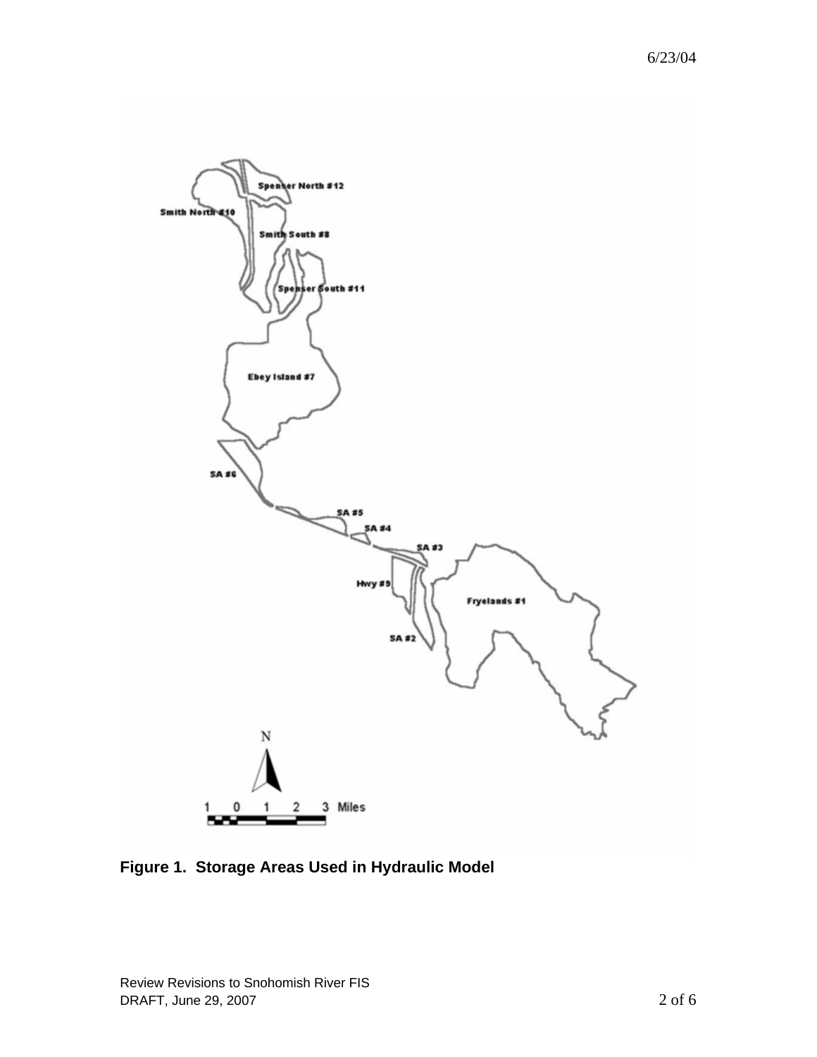**Figure 1. Storage Areas Used in Hydraulic Model**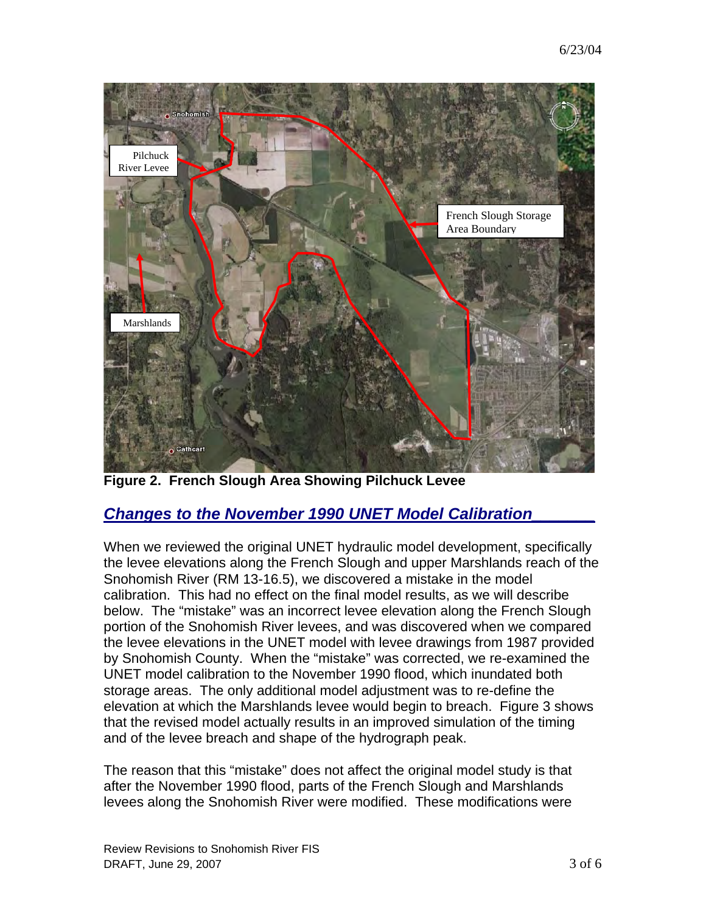Figure 2. French Slough Area Showing Pilchuck Levee

## *Changes to the November 1990 UNET Model Calibration*

When we reviewed the original UNET hydraulic model development, specifically the levee elevations along the French Slough and upper Marshlands reach of the Snohomish River (RM 13-16.5), we discovered a mistake in the model calibration. This had no effect on the final model results, as we will describe below. The "mistake" was an incorrect levee elevation along the French Slough portion of the Snohomish River levees, and was discovered when we compared the levee elevations in the UNET model with levee drawings from 1987 provided by Snohomish County. When the "mistake" was corrected, we re-examined the UNET model calibration to the November 1990 flood, which inundated both storage areas. The only additional model adjustment was to re-define the elevation at which the Marshlands levee would begin to breach. Figure 3 shows that the revised model actually results in an improved simulation of the timing and of the levee breach and shape of the hydrograph peak.

The reason that this "mistake" does not affect the original model study is that after the November 1990 flood, parts of the French Slough and Marshlands levees along the Snohomish River were modified. These modifications were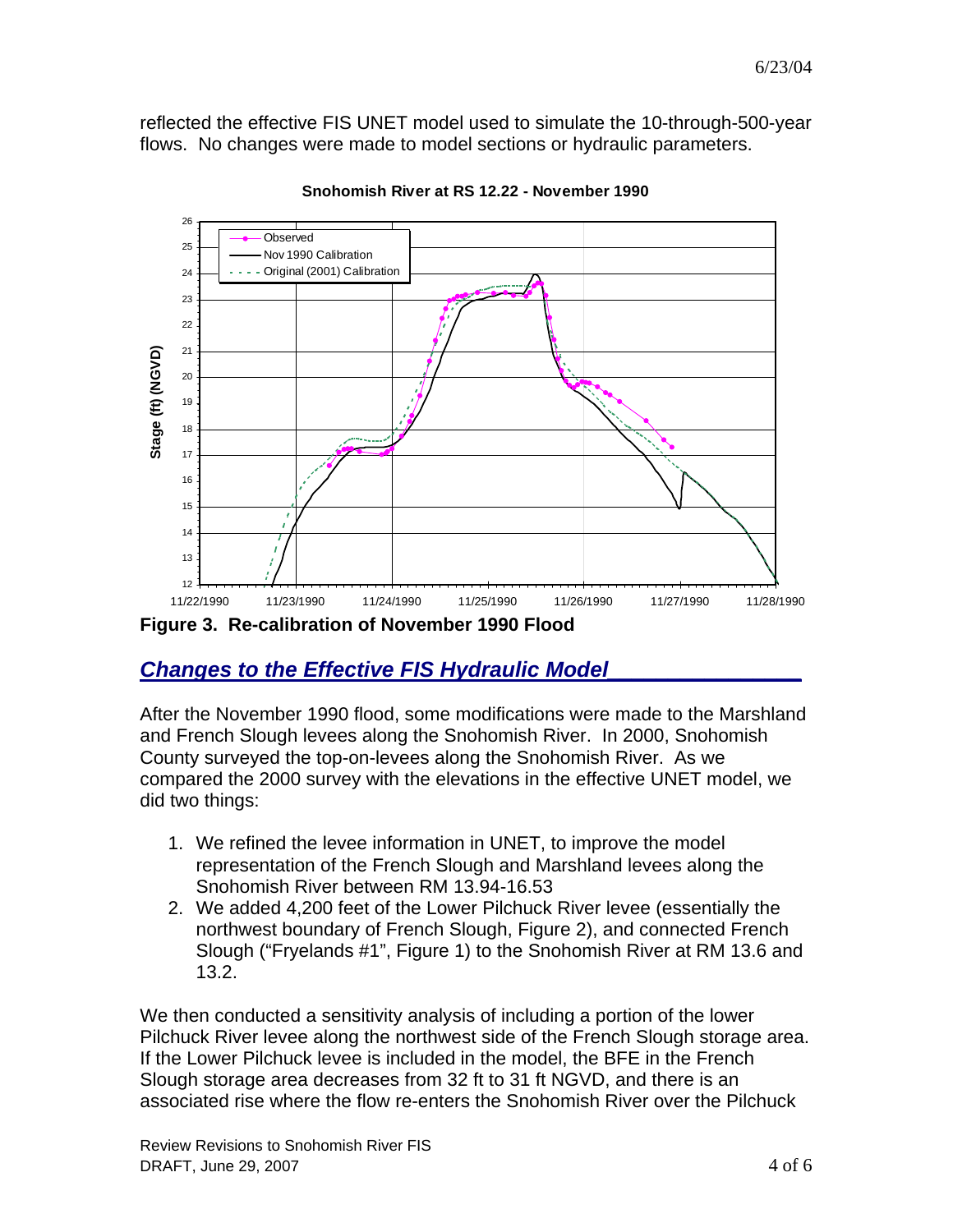reflected the effective FIS UNET model used to simulate the 10-through-500-year flows. No changes were made to model sections or hydraulic parameters.

**Figure 3. Re-calibration of November 1990 Flood**

## *Changes to the Effective FIS Hydraulic Model*

After the November 1990 flood, some modifications were made to the Marshland and French Slough levees along the Snohomish River. In 2000, Snohomish County surveyed the top-on-levees along the Snohomish River. As we compared the 2000 survey with the elevations in the effective UNET model, we did two things:

1. We refined the levee information in UNET, to improve the model representation of the French Slough and Marshland levees along the Snohomish River between RM 13.94-16.53
2. We added 4,200 feet of the Lower Pilchuck River levee (essentially the northwest boundary of French Slough, Figure 2), and connected French Slough ("Fryelands #1", Figure 1) to the Snohomish River at RM 13.6 and 13.2.

We then conducted a sensitivity analysis of including a portion of the lower Pilchuck River levee along the northwest side of the French Slough storage area. If the Lower Pilchuck levee is included in the model, the BFE in the French Slough storage area decreases from 32 ft to 31 ft NGVD, and there is an associated rise where the flow re-enters the Snohomish River over the Pilchuck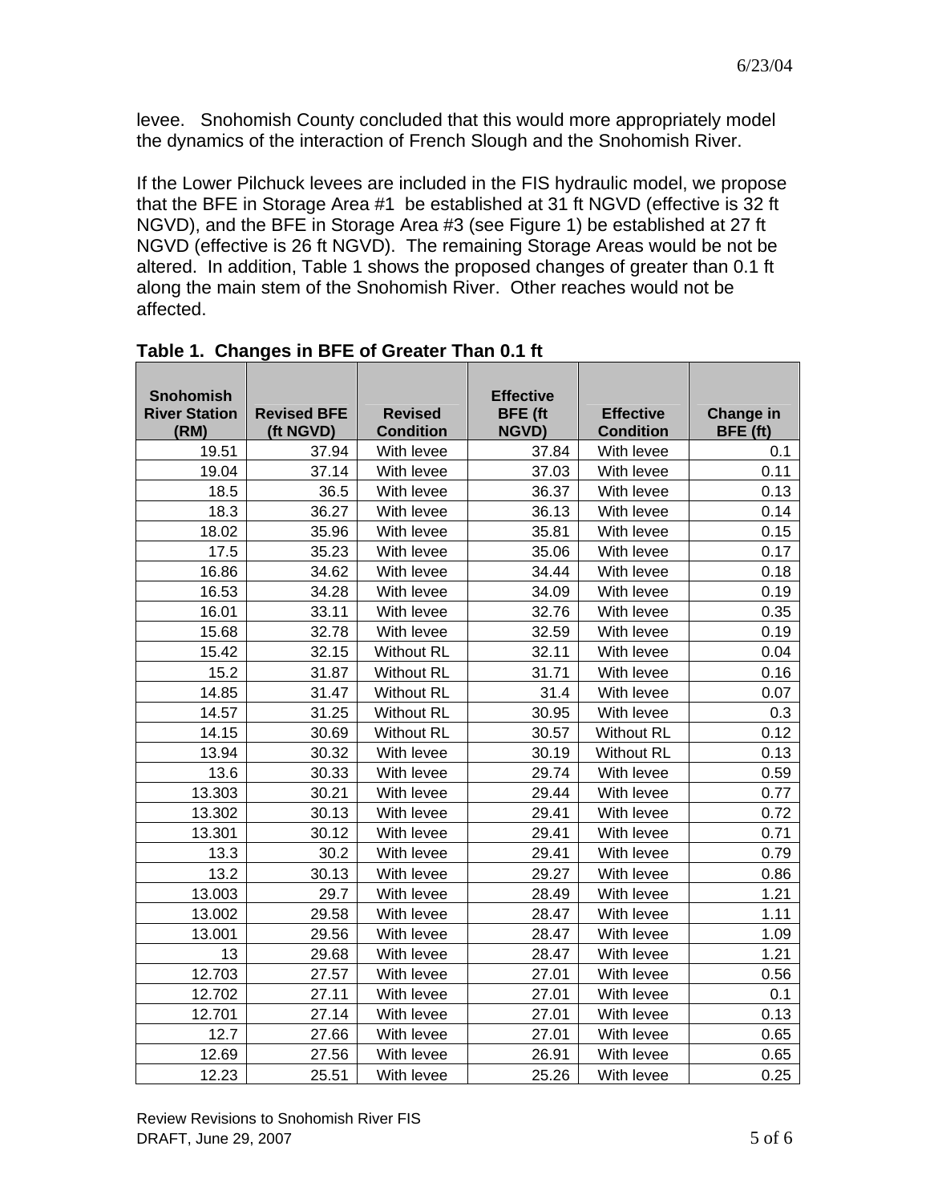levee. Snohomish County concluded that this would more appropriately model the dynamics of the interaction of French Slough and the Snohomish River.

If the Lower Pilchuck levees are included in the FIS hydraulic model, we propose that the BFE in Storage Area #1 be established at 31 ft NGVD (effective is 32 ft NGVD), and the BFE in Storage Area #3 (see Figure 1) be established at 27 ft NGVD (effective is 26 ft NGVD). The remaining Storage Areas would be not be altered. In addition, Table 1 shows the proposed changes of greater than 0.1 ft along the main stem of the Snohomish River. Other reaches would not be affected.

**Table 1. Changes in BFE of Greater Than 0.1 ft**

| Snohomish River Station (RM) | Revised BFE (ft NGVD) | Revised Condition | Effective BFE (ft NGVD) | Effective Condition | Change in BFE (ft) |
|---|---|---|---|---|---|
| 19.51 | 37.94 | With levee | 37.84 | With levee | 0.1 |
| 19.04 | 37.14 | With levee | 37.03 | With levee | 0.11 |
| 18.5 | 36.5 | With levee | 36.37 | With levee | 0.13 |
| 18.3 | 36.27 | With levee | 36.13 | With levee | 0.14 |
| 18.02 | 35.96 | With levee | 35.81 | With levee | 0.15 |
| 17.5 | 35.23 | With levee | 35.06 | With levee | 0.17 |
| 16.86 | 34.62 | With levee | 34.44 | With levee | 0.18 |
| 16.53 | 34.28 | With levee | 34.09 | With levee | 0.19 |
| 16.01 | 33.11 | With levee | 32.76 | With levee | 0.35 |
| 15.68 | 32.78 | With levee | 32.59 | With levee | 0.19 |
| 15.42 | 32.15 | Without RL | 32.11 | With levee | 0.04 |
| 15.2 | 31.87 | Without RL | 31.71 | With levee | 0.16 |
| 14.85 | 31.47 | Without RL | 31.4 | With levee | 0.07 |
| 14.57 | 31.25 | Without RL | 30.95 | With levee | 0.3 |
| 14.15 | 30.69 | Without RL | 30.57 | Without RL | 0.12 |
| 13.94 | 30.32 | With levee | 30.19 | Without RL | 0.13 |
| 13.6 | 30.33 | With levee | 29.74 | With levee | 0.59 |
| 13.303 | 30.21 | With levee | 29.44 | With levee | 0.77 |
| 13.302 | 30.13 | With levee | 29.41 | With levee | 0.72 |
| 13.301 | 30.12 | With levee | 29.41 | With levee | 0.71 |
| 13.3 | 30.2 | With levee | 29.41 | With levee | 0.79 |
| 13.2 | 30.13 | With levee | 29.27 | With levee | 0.86 |
| 13.003 | 29.7 | With levee | 28.49 | With levee | 1.21 |
| 13.002 | 29.58 | With levee | 28.47 | With levee | 1.11 |
| 13.001 | 29.56 | With levee | 28.47 | With levee | 1.09 |
| 13 | 29.68 | With levee | 28.47 | With levee | 1.21 |
| 12.703 | 27.57 | With levee | 27.01 | With levee | 0.56 |
| 12.702 | 27.11 | With levee | 27.01 | With levee | 0.1 |
| 12.701 | 27.14 | With levee | 27.01 | With levee | 0.13 |
| 12.7 | 27.66 | With levee | 27.01 | With levee | 0.65 |
| 12.69 | 27.56 | With levee | 26.91 | With levee | 0.65 |
| 12.23 | 25.51 | With levee | 25.26 | With levee | 0.25 |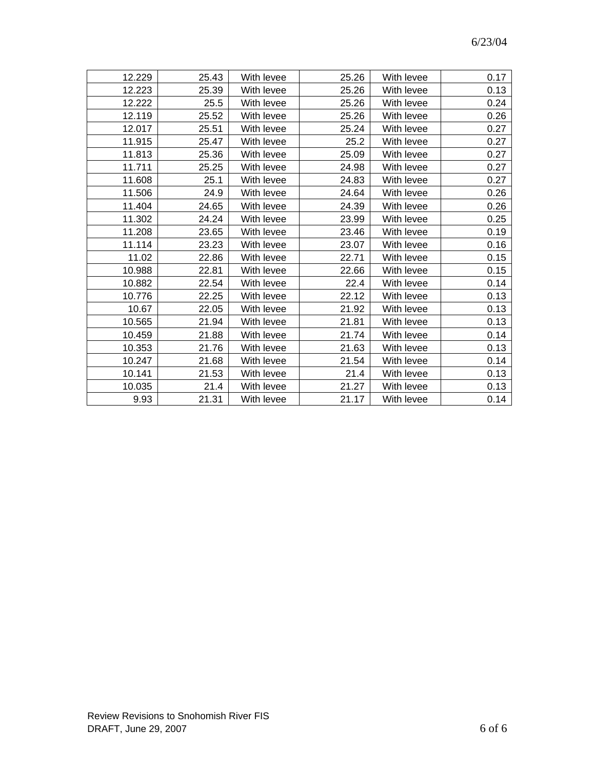| | | | | | |
|---|---|---|---|---|---|
| 12.229 | 25.43 | With levee | 25.26 | With levee | 0.17 |
| 12.223 | 25.39 | With levee | 25.26 | With levee | 0.13 |
| 12.222 | 25.5 | With levee | 25.26 | With levee | 0.24 |
| 12.119 | 25.52 | With levee | 25.26 | With levee | 0.26 |
| 12.017 | 25.51 | With levee | 25.24 | With levee | 0.27 |
| 11.915 | 25.47 | With levee | 25.2 | With levee | 0.27 |
| 11.813 | 25.36 | With levee | 25.09 | With levee | 0.27 |
| 11.711 | 25.25 | With levee | 24.98 | With levee | 0.27 |
| 11.608 | 25.1 | With levee | 24.83 | With levee | 0.27 |
| 11.506 | 24.9 | With levee | 24.64 | With levee | 0.26 |
| 11.404 | 24.65 | With levee | 24.39 | With levee | 0.26 |
| 11.302 | 24.24 | With levee | 23.99 | With levee | 0.25 |
| 11.208 | 23.65 | With levee | 23.46 | With levee | 0.19 |
| 11.114 | 23.23 | With levee | 23.07 | With levee | 0.16 |
| 11.02 | 22.86 | With levee | 22.71 | With levee | 0.15 |
| 10.988 | 22.81 | With levee | 22.66 | With levee | 0.15 |
| 10.882 | 22.54 | With levee | 22.4 | With levee | 0.14 |
| 10.776 | 22.25 | With levee | 22.12 | With levee | 0.13 |
| 10.67 | 22.05 | With levee | 21.92 | With levee | 0.13 |
| 10.565 | 21.94 | With levee | 21.81 | With levee | 0.13 |
| 10.459 | 21.88 | With levee | 21.74 | With levee | 0.14 |
| 10.353 | 21.76 | With levee | 21.63 | With levee | 0.13 |
| 10.247 | 21.68 | With levee | 21.54 | With levee | 0.14 |
| 10.141 | 21.53 | With levee | 21.4 | With levee | 0.13 |
| 10.035 | 21.4 | With levee | 21.27 | With levee | 0.13 |
| 9.93 | 21.31 | With levee | 21.17 | With levee | 0.14 |